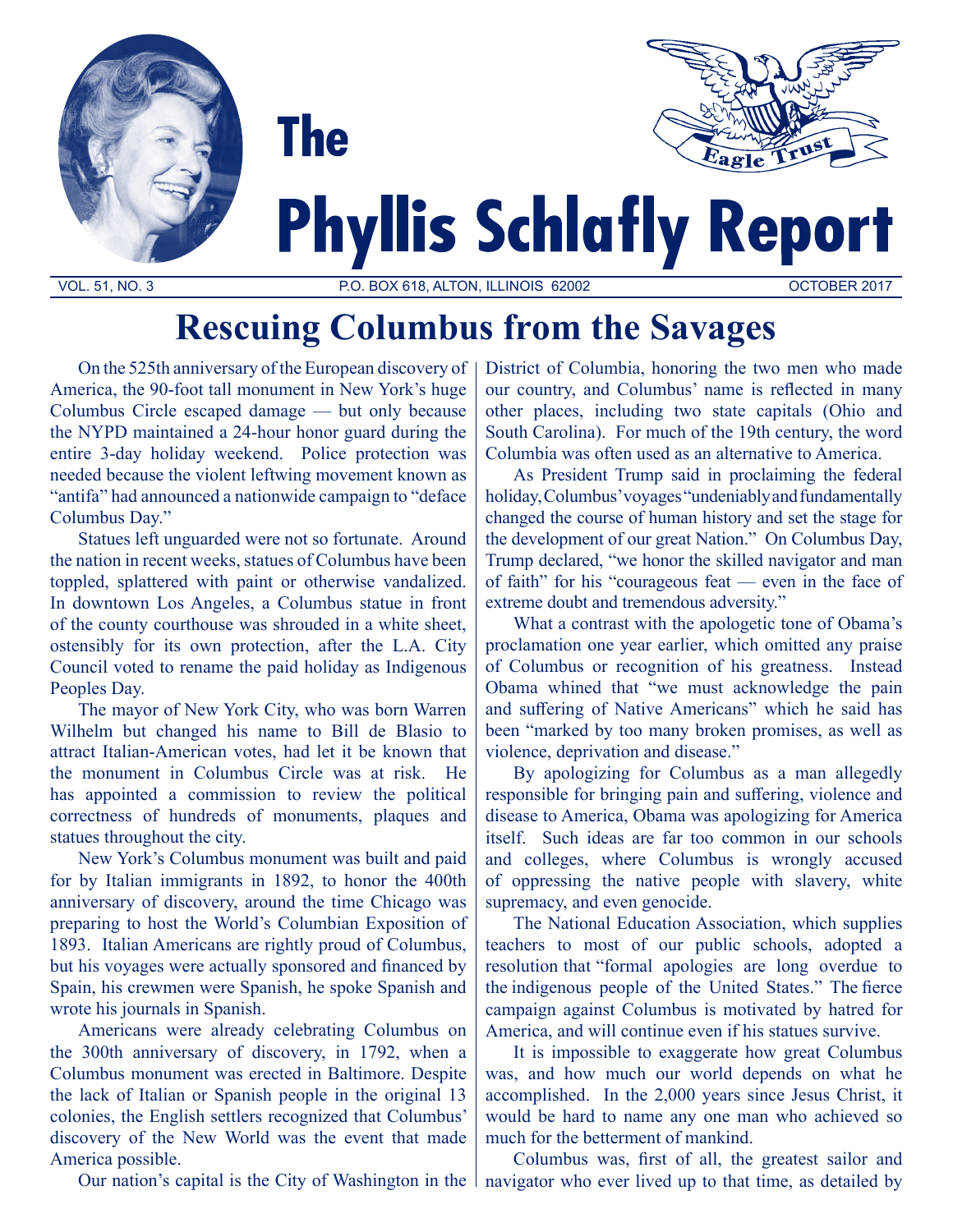# The Phyllis Schlafly Report

VOL. 51, NO. 3 | P.O. BOX 618, ALTON, ILLINOIS 62002 | OCTOBER 2017

## Rescuing Columbus from the Savages

On the 525th anniversary of the European discovery of America, the 90-foot tall monument in New York's huge Columbus Circle escaped damage — but only because the NYPD maintained a 24-hour honor guard during the entire 3-day holiday weekend. Police protection was needed because the violent leftwing movement known as "antifa" had announced a nationwide campaign to "deface Columbus Day."

Statues left unguarded were not so fortunate. Around the nation in recent weeks, statues of Columbus have been toppled, splattered with paint or otherwise vandalized. In downtown Los Angeles, a Columbus statue in front of the county courthouse was shrouded in a white sheet, ostensibly for its own protection, after the L.A. City Council voted to rename the paid holiday as Indigenous Peoples Day.

The mayor of New York City, who was born Warren Wilhelm but changed his name to Bill de Blasio to attract Italian-American votes, had let it be known that the monument in Columbus Circle was at risk. He has appointed a commission to review the political correctness of hundreds of monuments, plaques and statues throughout the city.

New York's Columbus monument was built and paid for by Italian immigrants in 1892, to honor the 400th anniversary of discovery, around the time Chicago was preparing to host the World's Columbian Exposition of 1893. Italian Americans are rightly proud of Columbus, but his voyages were actually sponsored and financed by Spain, his crewmen were Spanish, he spoke Spanish and wrote his journals in Spanish.

Americans were already celebrating Columbus on the 300th anniversary of discovery, in 1792, when a Columbus monument was erected in Baltimore. Despite the lack of Italian or Spanish people in the original 13 colonies, the English settlers recognized that Columbus' discovery of the New World was the event that made America possible.

Our nation's capital is the City of Washington in the District of Columbia, honoring the two men who made our country, and Columbus' name is reflected in many other places, including two state capitals (Ohio and South Carolina). For much of the 19th century, the word Columbia was often used as an alternative to America.

As President Trump said in proclaiming the federal holiday, Columbus' voyages "undeniably and fundamentally changed the course of human history and set the stage for the development of our great Nation." On Columbus Day, Trump declared, "we honor the skilled navigator and man of faith" for his "courageous feat — even in the face of extreme doubt and tremendous adversity."

What a contrast with the apologetic tone of Obama's proclamation one year earlier, which omitted any praise of Columbus or recognition of his greatness. Instead Obama whined that "we must acknowledge the pain and suffering of Native Americans" which he said has been "marked by too many broken promises, as well as violence, deprivation and disease."

By apologizing for Columbus as a man allegedly responsible for bringing pain and suffering, violence and disease to America, Obama was apologizing for America itself. Such ideas are far too common in our schools and colleges, where Columbus is wrongly accused of oppressing the native people with slavery, white supremacy, and even genocide.

The National Education Association, which supplies teachers to most of our public schools, adopted a resolution that "formal apologies are long overdue to the indigenous people of the United States." The fierce campaign against Columbus is motivated by hatred for America, and will continue even if his statues survive.

It is impossible to exaggerate how great Columbus was, and how much our world depends on what he accomplished. In the 2,000 years since Jesus Christ, it would be hard to name any one man who achieved so much for the betterment of mankind.

Columbus was, first of all, the greatest sailor and navigator who ever lived up to that time, as detailed by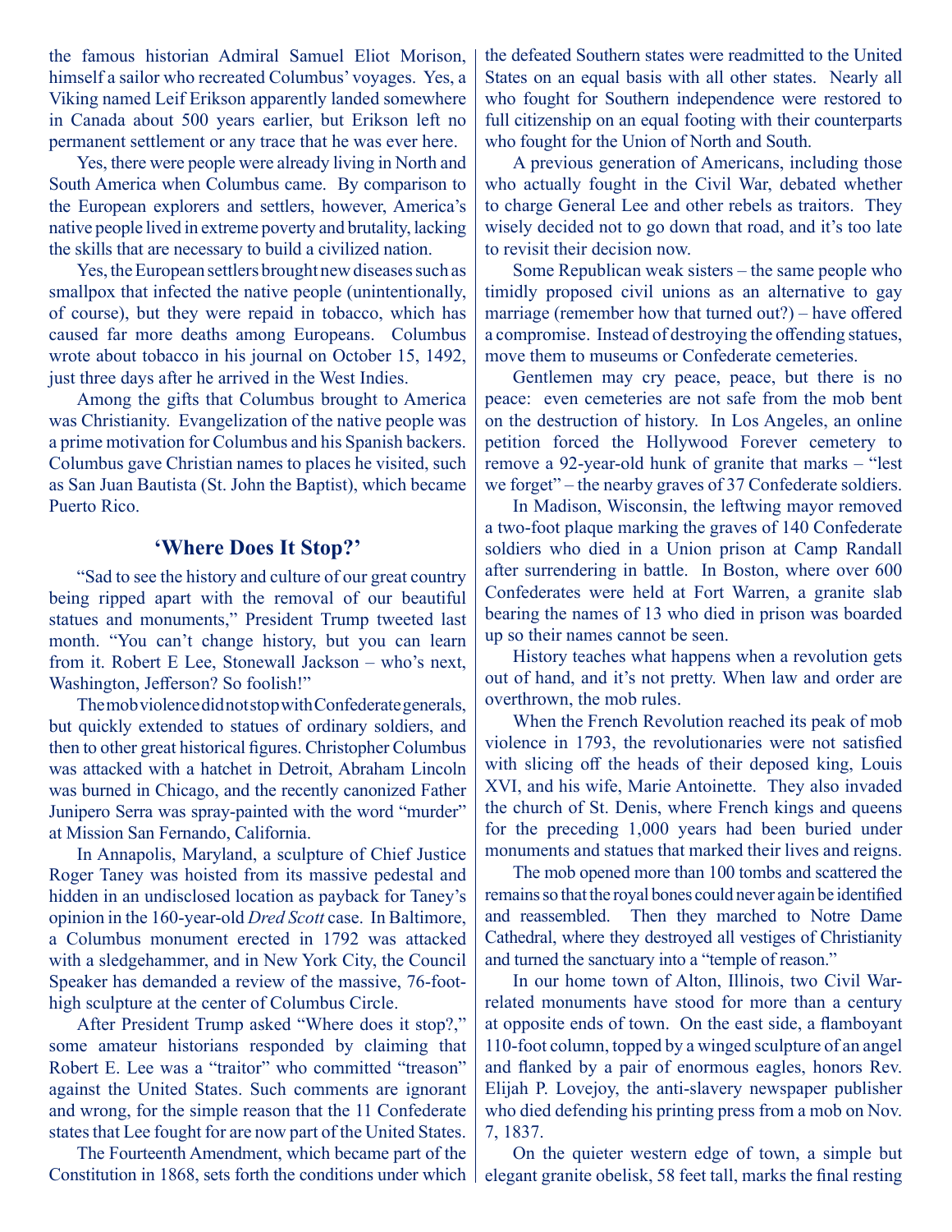the famous historian Admiral Samuel Eliot Morison, himself a sailor who recreated Columbus' voyages. Yes, a Viking named Leif Erikson apparently landed somewhere in Canada about 500 years earlier, but Erikson left no permanent settlement or any trace that he was ever here.

Yes, there were people were already living in North and South America when Columbus came. By comparison to the European explorers and settlers, however, America's native people lived in extreme poverty and brutality, lacking the skills that are necessary to build a civilized nation.

Yes, the European settlers brought new diseases such as smallpox that infected the native people (unintentionally, of course), but they were repaid in tobacco, which has caused far more deaths among Europeans. Columbus wrote about tobacco in his journal on October 15, 1492, just three days after he arrived in the West Indies.

Among the gifts that Columbus brought to America was Christianity. Evangelization of the native people was a prime motivation for Columbus and his Spanish backers. Columbus gave Christian names to places he visited, such as San Juan Bautista (St. John the Baptist), which became Puerto Rico.

## 'Where Does It Stop?'

"Sad to see the history and culture of our great country being ripped apart with the removal of our beautiful statues and monuments," President Trump tweeted last month. "You can't change history, but you can learn from it. Robert E Lee, Stonewall Jackson – who's next, Washington, Jefferson? So foolish!"

The mob violence did not stop with Confederate generals, but quickly extended to statues of ordinary soldiers, and then to other great historical figures. Christopher Columbus was attacked with a hatchet in Detroit, Abraham Lincoln was burned in Chicago, and the recently canonized Father Junipero Serra was spray-painted with the word "murder" at Mission San Fernando, California.

In Annapolis, Maryland, a sculpture of Chief Justice Roger Taney was hoisted from its massive pedestal and hidden in an undisclosed location as payback for Taney's opinion in the 160-year-old *Dred Scott* case. In Baltimore, a Columbus monument erected in 1792 was attacked with a sledgehammer, and in New York City, the Council Speaker has demanded a review of the massive, 76-foot-high sculpture at the center of Columbus Circle.

After President Trump asked "Where does it stop?," some amateur historians responded by claiming that Robert E. Lee was a "traitor" who committed "treason" against the United States. Such comments are ignorant and wrong, for the simple reason that the 11 Confederate states that Lee fought for are now part of the United States.

The Fourteenth Amendment, which became part of the Constitution in 1868, sets forth the conditions under which the defeated Southern states were readmitted to the United States on an equal basis with all other states. Nearly all who fought for Southern independence were restored to full citizenship on an equal footing with their counterparts who fought for the Union of North and South.

A previous generation of Americans, including those who actually fought in the Civil War, debated whether to charge General Lee and other rebels as traitors. They wisely decided not to go down that road, and it's too late to revisit their decision now.

Some Republican weak sisters – the same people who timidly proposed civil unions as an alternative to gay marriage (remember how that turned out?) – have offered a compromise. Instead of destroying the offending statues, move them to museums or Confederate cemeteries.

Gentlemen may cry peace, peace, but there is no peace: even cemeteries are not safe from the mob bent on the destruction of history. In Los Angeles, an online petition forced the Hollywood Forever cemetery to remove a 92-year-old hunk of granite that marks – "lest we forget" – the nearby graves of 37 Confederate soldiers.

In Madison, Wisconsin, the leftwing mayor removed a two-foot plaque marking the graves of 140 Confederate soldiers who died in a Union prison at Camp Randall after surrendering in battle. In Boston, where over 600 Confederates were held at Fort Warren, a granite slab bearing the names of 13 who died in prison was boarded up so their names cannot be seen.

History teaches what happens when a revolution gets out of hand, and it's not pretty. When law and order are overthrown, the mob rules.

When the French Revolution reached its peak of mob violence in 1793, the revolutionaries were not satisfied with slicing off the heads of their deposed king, Louis XVI, and his wife, Marie Antoinette. They also invaded the church of St. Denis, where French kings and queens for the preceding 1,000 years had been buried under monuments and statues that marked their lives and reigns.

The mob opened more than 100 tombs and scattered the remains so that the royal bones could never again be identified and reassembled. Then they marched to Notre Dame Cathedral, where they destroyed all vestiges of Christianity and turned the sanctuary into a "temple of reason."

In our home town of Alton, Illinois, two Civil War-related monuments have stood for more than a century at opposite ends of town. On the east side, a flamboyant 110-foot column, topped by a winged sculpture of an angel and flanked by a pair of enormous eagles, honors Rev. Elijah P. Lovejoy, the anti-slavery newspaper publisher who died defending his printing press from a mob on Nov. 7, 1837.

On the quieter western edge of town, a simple but elegant granite obelisk, 58 feet tall, marks the final resting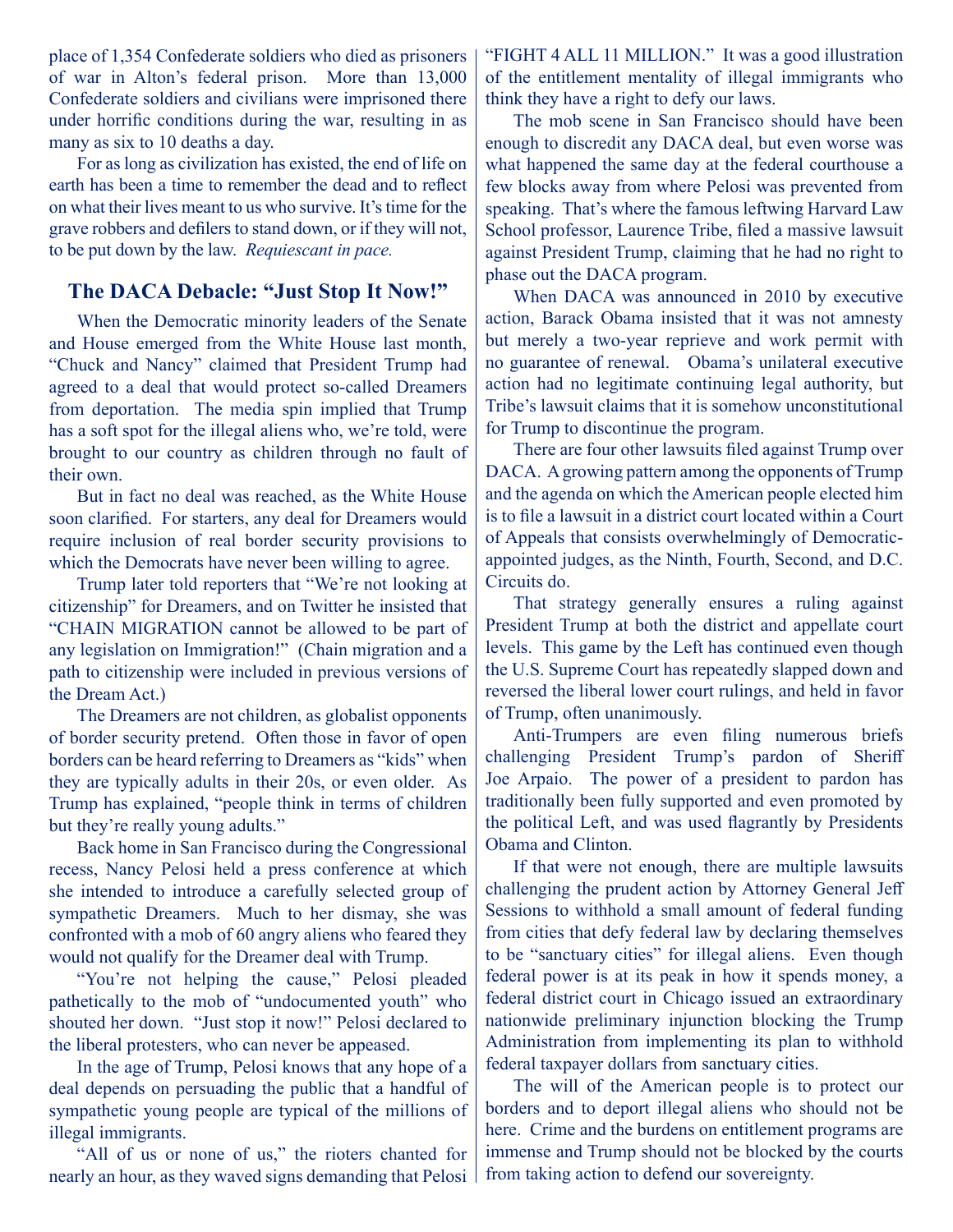place of 1,354 Confederate soldiers who died as prisoners of war in Alton's federal prison. More than 13,000 Confederate soldiers and civilians were imprisoned there under horrific conditions during the war, resulting in as many as six to 10 deaths a day.

For as long as civilization has existed, the end of life on earth has been a time to remember the dead and to reflect on what their lives meant to us who survive. It's time for the grave robbers and defilers to stand down, or if they will not, to be put down by the law. *Requiescant in pace.*

## The DACA Debacle: "Just Stop It Now!"

When the Democratic minority leaders of the Senate and House emerged from the White House last month, "Chuck and Nancy" claimed that President Trump had agreed to a deal that would protect so-called Dreamers from deportation. The media spin implied that Trump has a soft spot for the illegal aliens who, we're told, were brought to our country as children through no fault of their own.

But in fact no deal was reached, as the White House soon clarified. For starters, any deal for Dreamers would require inclusion of real border security provisions to which the Democrats have never been willing to agree.

Trump later told reporters that "We're not looking at citizenship" for Dreamers, and on Twitter he insisted that "CHAIN MIGRATION cannot be allowed to be part of any legislation on Immigration!" (Chain migration and a path to citizenship were included in previous versions of the Dream Act.)

The Dreamers are not children, as globalist opponents of border security pretend. Often those in favor of open borders can be heard referring to Dreamers as "kids" when they are typically adults in their 20s, or even older. As Trump has explained, "people think in terms of children but they're really young adults."

Back home in San Francisco during the Congressional recess, Nancy Pelosi held a press conference at which she intended to introduce a carefully selected group of sympathetic Dreamers. Much to her dismay, she was confronted with a mob of 60 angry aliens who feared they would not qualify for the Dreamer deal with Trump.

"You're not helping the cause," Pelosi pleaded pathetically to the mob of "undocumented youth" who shouted her down. "Just stop it now!" Pelosi declared to the liberal protesters, who can never be appeased.

In the age of Trump, Pelosi knows that any hope of a deal depends on persuading the public that a handful of sympathetic young people are typical of the millions of illegal immigrants.

"All of us or none of us," the rioters chanted for nearly an hour, as they waved signs demanding that Pelosi "FIGHT 4 ALL 11 MILLION." It was a good illustration of the entitlement mentality of illegal immigrants who think they have a right to defy our laws.

The mob scene in San Francisco should have been enough to discredit any DACA deal, but even worse was what happened the same day at the federal courthouse a few blocks away from where Pelosi was prevented from speaking. That's where the famous leftwing Harvard Law School professor, Laurence Tribe, filed a massive lawsuit against President Trump, claiming that he had no right to phase out the DACA program.

When DACA was announced in 2010 by executive action, Barack Obama insisted that it was not amnesty but merely a two-year reprieve and work permit with no guarantee of renewal. Obama's unilateral executive action had no legitimate continuing legal authority, but Tribe's lawsuit claims that it is somehow unconstitutional for Trump to discontinue the program.

There are four other lawsuits filed against Trump over DACA. A growing pattern among the opponents of Trump and the agenda on which the American people elected him is to file a lawsuit in a district court located within a Court of Appeals that consists overwhelmingly of Democratic-appointed judges, as the Ninth, Fourth, Second, and D.C. Circuits do.

That strategy generally ensures a ruling against President Trump at both the district and appellate court levels. This game by the Left has continued even though the U.S. Supreme Court has repeatedly slapped down and reversed the liberal lower court rulings, and held in favor of Trump, often unanimously.

Anti-Trumpers are even filing numerous briefs challenging President Trump's pardon of Sheriff Joe Arpaio. The power of a president to pardon has traditionally been fully supported and even promoted by the political Left, and was used flagrantly by Presidents Obama and Clinton.

If that were not enough, there are multiple lawsuits challenging the prudent action by Attorney General Jeff Sessions to withhold a small amount of federal funding from cities that defy federal law by declaring themselves to be "sanctuary cities" for illegal aliens. Even though federal power is at its peak in how it spends money, a federal district court in Chicago issued an extraordinary nationwide preliminary injunction blocking the Trump Administration from implementing its plan to withhold federal taxpayer dollars from sanctuary cities.

The will of the American people is to protect our borders and to deport illegal aliens who should not be here. Crime and the burdens on entitlement programs are immense and Trump should not be blocked by the courts from taking action to defend our sovereignty.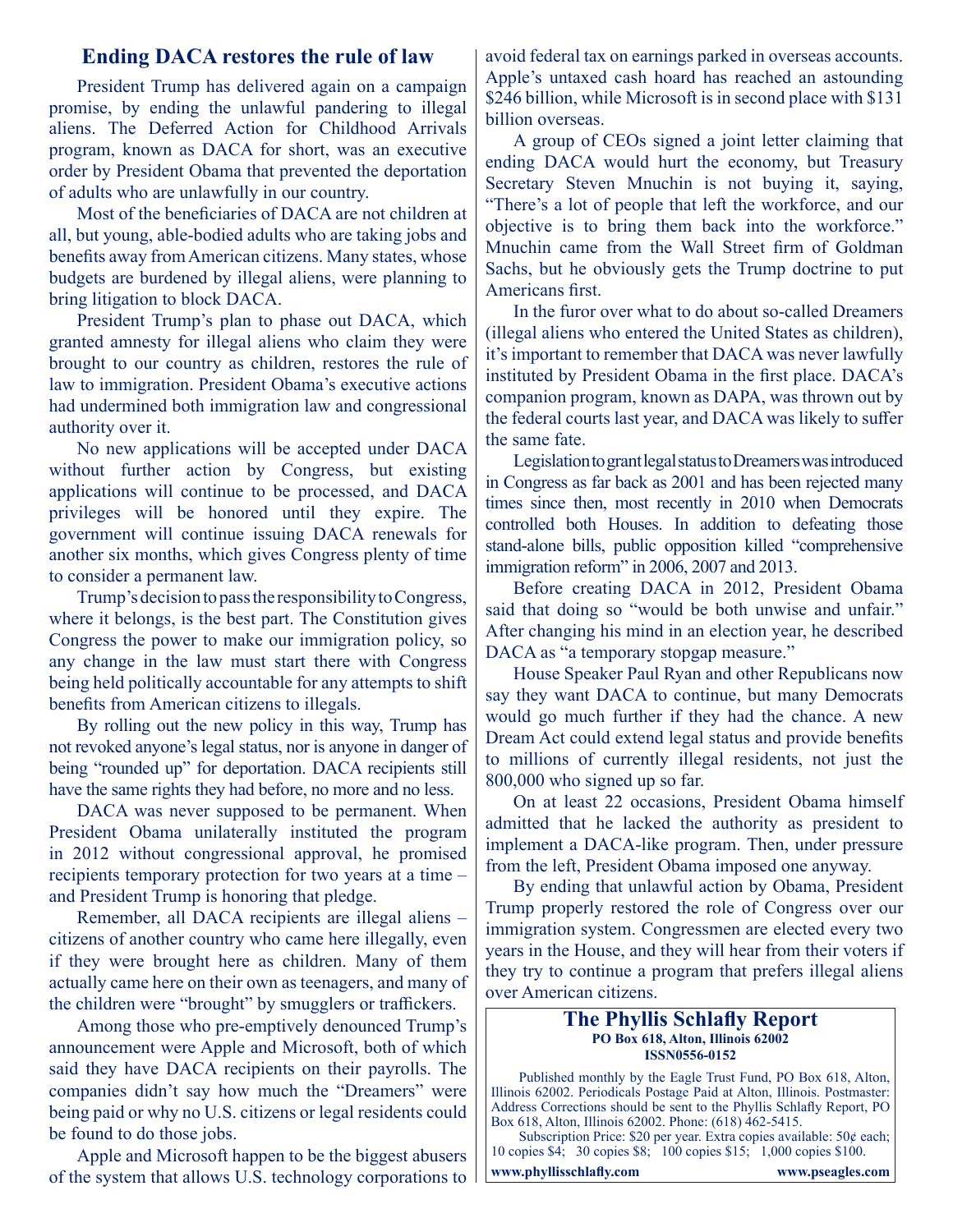## Ending DACA restores the rule of law

President Trump has delivered again on a campaign promise, by ending the unlawful pandering to illegal aliens. The Deferred Action for Childhood Arrivals program, known as DACA for short, was an executive order by President Obama that prevented the deportation of adults who are unlawfully in our country.

Most of the beneficiaries of DACA are not children at all, but young, able-bodied adults who are taking jobs and benefits away from American citizens. Many states, whose budgets are burdened by illegal aliens, were planning to bring litigation to block DACA.

President Trump's plan to phase out DACA, which granted amnesty for illegal aliens who claim they were brought to our country as children, restores the rule of law to immigration. President Obama's executive actions had undermined both immigration law and congressional authority over it.

No new applications will be accepted under DACA without further action by Congress, but existing applications will continue to be processed, and DACA privileges will be honored until they expire. The government will continue issuing DACA renewals for another six months, which gives Congress plenty of time to consider a permanent law.

Trump's decision to pass the responsibility to Congress, where it belongs, is the best part. The Constitution gives Congress the power to make our immigration policy, so any change in the law must start there with Congress being held politically accountable for any attempts to shift benefits from American citizens to illegals.

By rolling out the new policy in this way, Trump has not revoked anyone's legal status, nor is anyone in danger of being "rounded up" for deportation. DACA recipients still have the same rights they had before, no more and no less.

DACA was never supposed to be permanent. When President Obama unilaterally instituted the program in 2012 without congressional approval, he promised recipients temporary protection for two years at a time – and President Trump is honoring that pledge.

Remember, all DACA recipients are illegal aliens – citizens of another country who came here illegally, even if they were brought here as children. Many of them actually came here on their own as teenagers, and many of the children were "brought" by smugglers or traffickers.

Among those who pre-emptively denounced Trump's announcement were Apple and Microsoft, both of which said they have DACA recipients on their payrolls. The companies didn't say how much the "Dreamers" were being paid or why no U.S. citizens or legal residents could be found to do those jobs.

Apple and Microsoft happen to be the biggest abusers of the system that allows U.S. technology corporations to avoid federal tax on earnings parked in overseas accounts. Apple's untaxed cash hoard has reached an astounding $246 billion, while Microsoft is in second place with $131 billion overseas.

A group of CEOs signed a joint letter claiming that ending DACA would hurt the economy, but Treasury Secretary Steven Mnuchin is not buying it, saying, "There's a lot of people that left the workforce, and our objective is to bring them back into the workforce." Mnuchin came from the Wall Street firm of Goldman Sachs, but he obviously gets the Trump doctrine to put Americans first.

In the furor over what to do about so-called Dreamers (illegal aliens who entered the United States as children), it's important to remember that DACA was never lawfully instituted by President Obama in the first place. DACA's companion program, known as DAPA, was thrown out by the federal courts last year, and DACA was likely to suffer the same fate.

Legislation to grant legal status to Dreamers was introduced in Congress as far back as 2001 and has been rejected many times since then, most recently in 2010 when Democrats controlled both Houses. In addition to defeating those stand-alone bills, public opposition killed "comprehensive immigration reform" in 2006, 2007 and 2013.

Before creating DACA in 2012, President Obama said that doing so "would be both unwise and unfair." After changing his mind in an election year, he described DACA as "a temporary stopgap measure."

House Speaker Paul Ryan and other Republicans now say they want DACA to continue, but many Democrats would go much further if they had the chance. A new Dream Act could extend legal status and provide benefits to millions of currently illegal residents, not just the 800,000 who signed up so far.

On at least 22 occasions, President Obama himself admitted that he lacked the authority as president to implement a DACA-like program. Then, under pressure from the left, President Obama imposed one anyway.

By ending that unlawful action by Obama, President Trump properly restored the role of Congress over our immigration system. Congressmen are elected every two years in the House, and they will hear from their voters if they try to continue a program that prefers illegal aliens over American citizens.

---

**The Phyllis Schlafly Report**
**PO Box 618, Alton, Illinois 62002**
**ISSN0556-0152**

Published monthly by the Eagle Trust Fund, PO Box 618, Alton, Illinois 62002. Periodicals Postage Paid at Alton, Illinois. Postmaster: Address Corrections should be sent to the Phyllis Schlafly Report, PO Box 618, Alton, Illinois 62002. Phone: (618) 462-5415.

Subscription Price: $20 per year. Extra copies available: 50¢ each; 10 copies $4; 30 copies $8; 100 copies $15; 1,000 copies $100.

**www.phyllisschlafly.com** **www.pseagles.com**